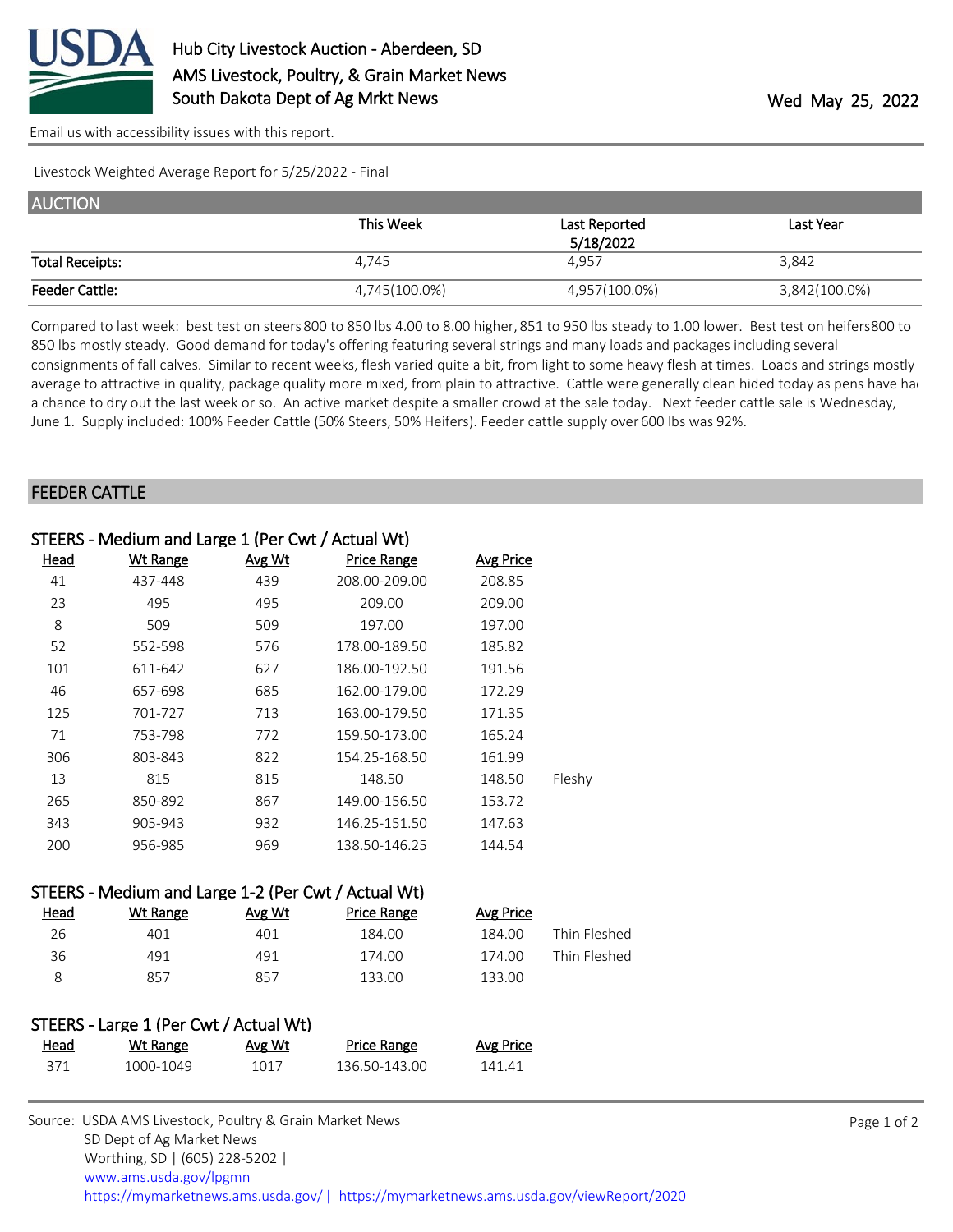# Hub City Livestock Auction - Aberdeen, SD
## AMS Livestock, Poultry, & Grain Market News
## South Dakota Dept of Ag Mrkt News

Wed May 25, 2022

Email us with accessibility issues with this report.

Livestock Weighted Average Report for 5/25/2022 - Final

## AUCTION

| | This Week | Last Reported 5/18/2022 | Last Year |
|---|---|---|---|
| Total Receipts: | 4,745 | 4,957 | 3,842 |
| Feeder Cattle: | 4,745(100.0%) | 4,957(100.0%) | 3,842(100.0%) |

Compared to last week: best test on steers 800 to 850 lbs 4.00 to 8.00 higher, 851 to 950 lbs steady to 1.00 lower. Best test on heifers 800 to 850 lbs mostly steady. Good demand for today's offering featuring several strings and many loads and packages including several consignments of fall calves. Similar to recent weeks, flesh varied quite a bit, from light to some heavy flesh at times. Loads and strings mostly average to attractive in quality, package quality more mixed, from plain to attractive. Cattle were generally clean hided today as pens have had a chance to dry out the last week or so. An active market despite a smaller crowd at the sale today. Next feeder cattle sale is Wednesday, June 1. Supply included: 100% Feeder Cattle (50% Steers, 50% Heifers). Feeder cattle supply over 600 lbs was 92%.

## FEEDER CATTLE

### STEERS - Medium and Large 1 (Per Cwt / Actual Wt)

| Head | Wt Range | Avg Wt | Price Range | Avg Price | |
|---|---|---|---|---|---|
| 41 | 437-448 | 439 | 208.00-209.00 | 208.85 | |
| 23 | 495 | 495 | 209.00 | 209.00 | |
| 8 | 509 | 509 | 197.00 | 197.00 | |
| 52 | 552-598 | 576 | 178.00-189.50 | 185.82 | |
| 101 | 611-642 | 627 | 186.00-192.50 | 191.56 | |
| 46 | 657-698 | 685 | 162.00-179.00 | 172.29 | |
| 125 | 701-727 | 713 | 163.00-179.50 | 171.35 | |
| 71 | 753-798 | 772 | 159.50-173.00 | 165.24 | |
| 306 | 803-843 | 822 | 154.25-168.50 | 161.99 | |
| 13 | 815 | 815 | 148.50 | 148.50 | Fleshy |
| 265 | 850-892 | 867 | 149.00-156.50 | 153.72 | |
| 343 | 905-943 | 932 | 146.25-151.50 | 147.63 | |
| 200 | 956-985 | 969 | 138.50-146.25 | 144.54 | |

### STEERS - Medium and Large 1-2 (Per Cwt / Actual Wt)

| Head | Wt Range | Avg Wt | Price Range | Avg Price | |
|---|---|---|---|---|---|
| 26 | 401 | 401 | 184.00 | 184.00 | Thin Fleshed |
| 36 | 491 | 491 | 174.00 | 174.00 | Thin Fleshed |
| 8 | 857 | 857 | 133.00 | 133.00 | |

### STEERS - Large 1 (Per Cwt / Actual Wt)

| Head | Wt Range | Avg Wt | Price Range | Avg Price |
|---|---|---|---|---|
| 371 | 1000-1049 | 1017 | 136.50-143.00 | 141.41 |

Source: USDA AMS Livestock, Poultry & Grain Market News
SD Dept of Ag Market News
Worthing, SD | (605) 228-5202 |
www.ams.usda.gov/lpgmn
https://mymarketnews.ams.usda.gov/ | https://mymarketnews.ams.usda.gov/viewReport/2020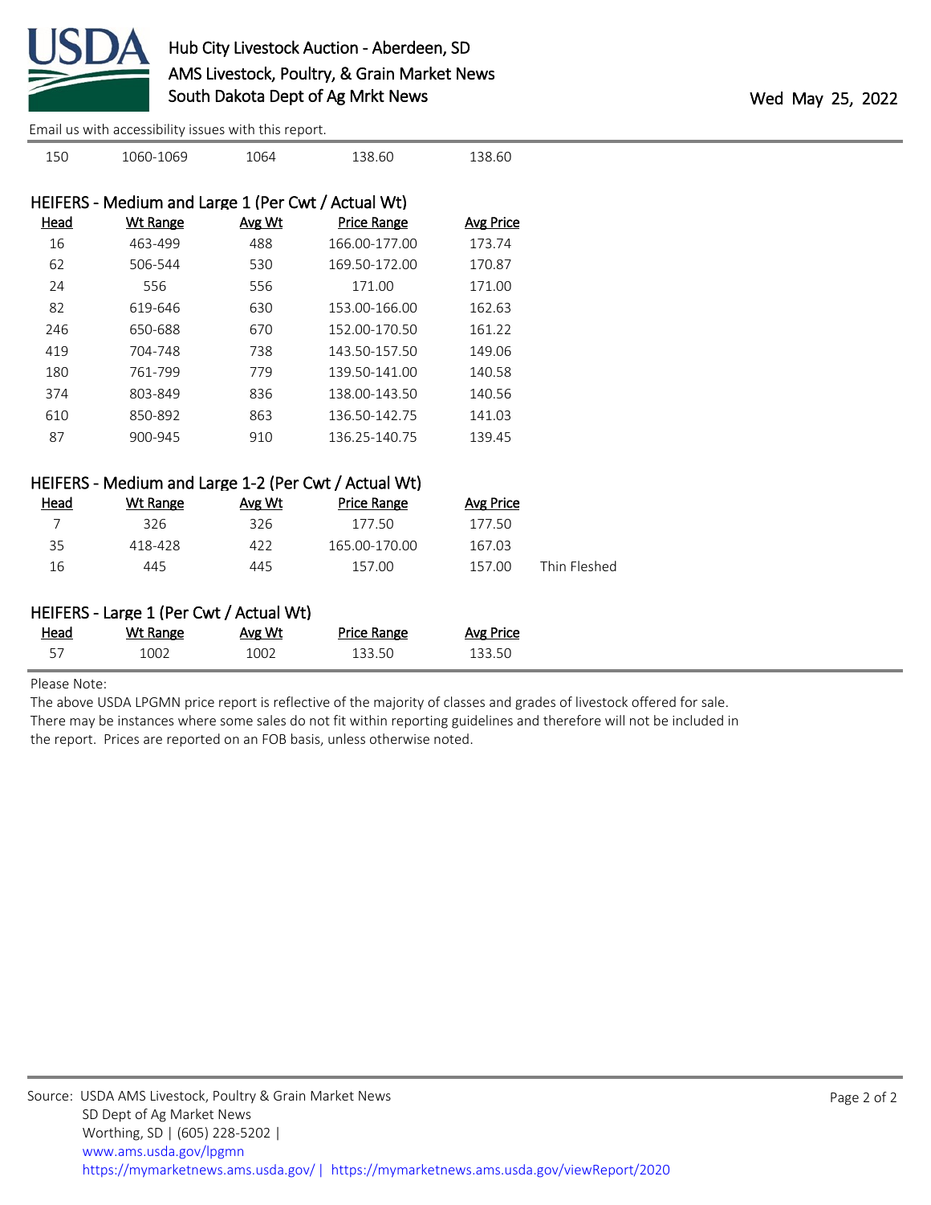| | | | | | |
|---|---|---|---|---|---|
| 150 | 1060-1069 | 1064 | 138.60 | 138.60 | |

### HEIFERS - Medium and Large 1 (Per Cwt / Actual Wt)

| Head | Wt Range | Avg Wt | Price Range | Avg Price |
|---|---|---|---|---|
| 16 | 463-499 | 488 | 166.00-177.00 | 173.74 |
| 62 | 506-544 | 530 | 169.50-172.00 | 170.87 |
| 24 | 556 | 556 | 171.00 | 171.00 |
| 82 | 619-646 | 630 | 153.00-166.00 | 162.63 |
| 246 | 650-688 | 670 | 152.00-170.50 | 161.22 |
| 419 | 704-748 | 738 | 143.50-157.50 | 149.06 |
| 180 | 761-799 | 779 | 139.50-141.00 | 140.58 |
| 374 | 803-849 | 836 | 138.00-143.50 | 140.56 |
| 610 | 850-892 | 863 | 136.50-142.75 | 141.03 |
| 87 | 900-945 | 910 | 136.25-140.75 | 139.45 |

### HEIFERS - Medium and Large 1-2 (Per Cwt / Actual Wt)

| Head | Wt Range | Avg Wt | Price Range | Avg Price | |
|---|---|---|---|---|---|
| 7 | 326 | 326 | 177.50 | 177.50 | |
| 35 | 418-428 | 422 | 165.00-170.00 | 167.03 | |
| 16 | 445 | 445 | 157.00 | 157.00 | Thin Fleshed |

### HEIFERS - Large 1 (Per Cwt / Actual Wt)

| Head | Wt Range | Avg Wt | Price Range | Avg Price |
|---|---|---|---|---|
| 57 | 1002 | 1002 | 133.50 | 133.50 |

Please Note:
The above USDA LPGMN price report is reflective of the majority of classes and grades of livestock offered for sale. There may be instances where some sales do not fit within reporting guidelines and therefore will not be included in the report. Prices are reported on an FOB basis, unless otherwise noted.

Source: USDA AMS Livestock, Poultry & Grain Market News
SD Dept of Ag Market News
Worthing, SD | (605) 228-5202 |
www.ams.usda.gov/lpgmn
https://mymarketnews.ams.usda.gov/ | https://mymarketnews.ams.usda.gov/viewReport/2020